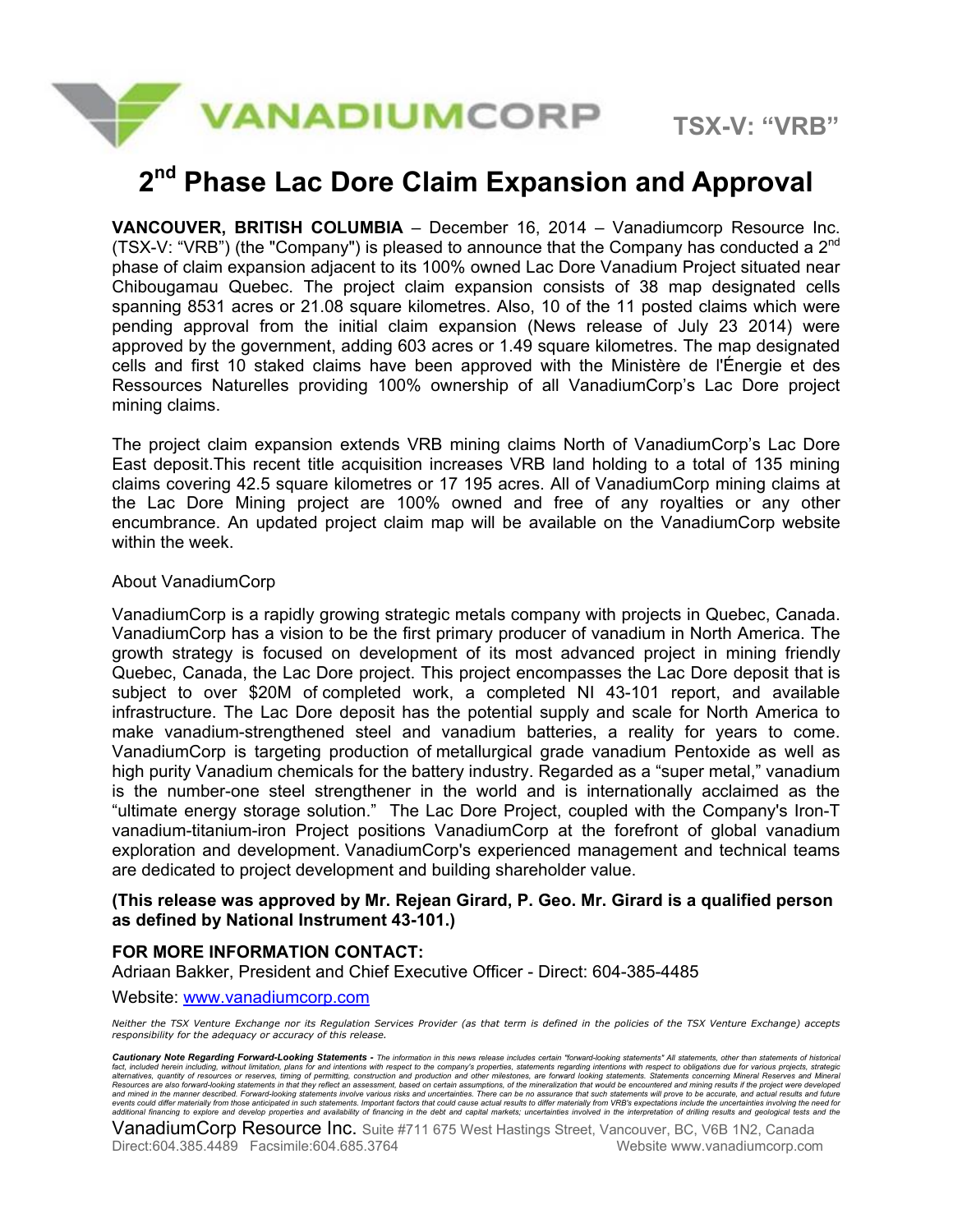VANADIUMCORP

TSX-V: "VRB"

# 2nd Phase Lac Dore Claim Expansion and Approval

**VANCOUVER, BRITISH COLUMBIA** – December 16, 2014 – Vanadiumcorp Resource Inc. (TSX-V: "VRB") (the "Company") is pleased to announce that the Company has conducted a 2nd phase of claim expansion adjacent to its 100% owned Lac Dore Vanadium Project situated near Chibougamau Quebec. The project claim expansion consists of 38 map designated cells spanning 8531 acres or 21.08 square kilometres. Also, 10 of the 11 posted claims which were pending approval from the initial claim expansion (News release of July 23 2014) were approved by the government, adding 603 acres or 1.49 square kilometres. The map designated cells and first 10 staked claims have been approved with the Ministère de l'Énergie et des Ressources Naturelles providing 100% ownership of all VanadiumCorp's Lac Dore project mining claims.

The project claim expansion extends VRB mining claims North of VanadiumCorp's Lac Dore East deposit.This recent title acquisition increases VRB land holding to a total of 135 mining claims covering 42.5 square kilometres or 17 195 acres. All of VanadiumCorp mining claims at the Lac Dore Mining project are 100% owned and free of any royalties or any other encumbrance. An updated project claim map will be available on the VanadiumCorp website within the week.

About VanadiumCorp

VanadiumCorp is a rapidly growing strategic metals company with projects in Quebec, Canada. VanadiumCorp has a vision to be the first primary producer of vanadium in North America. The growth strategy is focused on development of its most advanced project in mining friendly Quebec, Canada, the Lac Dore project. This project encompasses the Lac Dore deposit that is subject to over $20M of completed work, a completed NI 43-101 report, and available infrastructure. The Lac Dore deposit has the potential supply and scale for North America to make vanadium-strengthened steel and vanadium batteries, a reality for years to come. VanadiumCorp is targeting production of metallurgical grade vanadium Pentoxide as well as high purity Vanadium chemicals for the battery industry. Regarded as a "super metal," vanadium is the number-one steel strengthener in the world and is internationally acclaimed as the "ultimate energy storage solution." The Lac Dore Project, coupled with the Company's Iron-T vanadium-titanium-iron Project positions VanadiumCorp at the forefront of global vanadium exploration and development. VanadiumCorp's experienced management and technical teams are dedicated to project development and building shareholder value.

**(This release was approved by Mr. Rejean Girard, P. Geo. Mr. Girard is a qualified person as defined by National Instrument 43-101.)**

**FOR MORE INFORMATION CONTACT:**
Adriaan Bakker, President and Chief Executive Officer - Direct: 604-385-4485

Website: www.vanadiumcorp.com

*Neither the TSX Venture Exchange nor its Regulation Services Provider (as that term is defined in the policies of the TSX Venture Exchange) accepts responsibility for the adequacy or accuracy of this release.*

***Cautionary Note Regarding Forward-Looking Statements -*** *The information in this news release includes certain "forward-looking statements" All statements, other than statements of historical fact, included herein including, without limitation, plans for and intentions with respect to the company's properties, statements regarding intentions with respect to obligations due for various projects, strategic alternatives, quantity of resources or reserves, timing of permitting, construction and production and other milestones, are forward looking statements. Statements concerning Mineral Reserves and Mineral Resources are also forward-looking statements in that they reflect an assessment, based on certain assumptions, of the mineralization that would be encountered and mining results if the project were developed and mined in the manner described. Forward-looking statements involve various risks and uncertainties. There can be no assurance that such statements will prove to be accurate, and actual results and future events could differ materially from those anticipated in such statements. Important factors that could cause actual results to differ materially from VRB's expectations include the uncertainties involving the need for additional financing to explore and develop properties and availability of financing in the debt and capital markets; uncertainties involved in the interpretation of drilling results and geological tests and the*

VanadiumCorp Resource Inc. Suite #711 675 West Hastings Street, Vancouver, BC, V6B 1N2, Canada
Direct:604.385.4489 Facsimile:604.685.3764 Website www.vanadiumcorp.com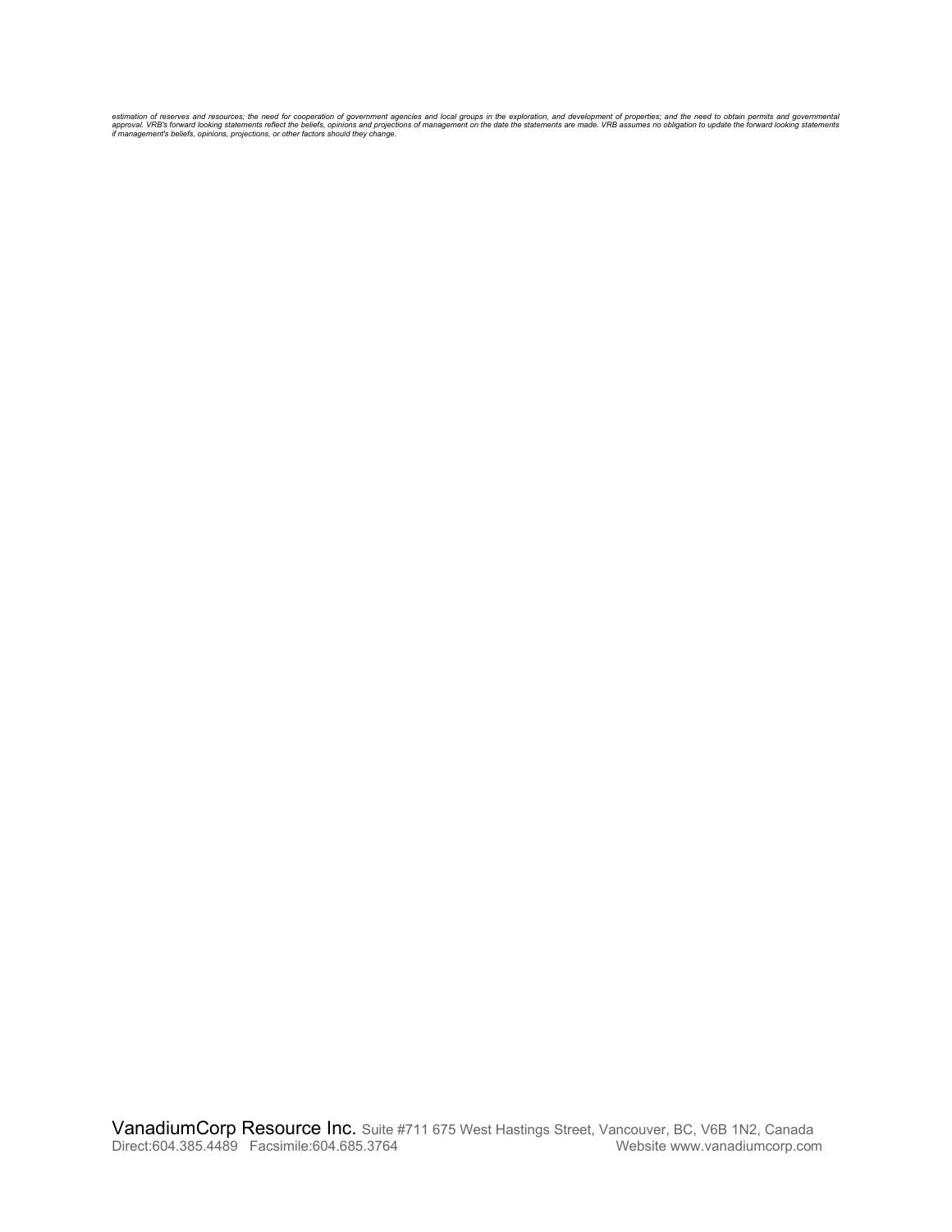*estimation of reserves and resources; the need for cooperation of government agencies and local groups in the exploration, and development of properties; and the need to obtain permits and governmental approval. VRB's forward looking statements reflect the beliefs, opinions and projections of management on the date the statements are made. VRB assumes no obligation to update the forward looking statements if management's beliefs, opinions, projections, or other factors should they change.*